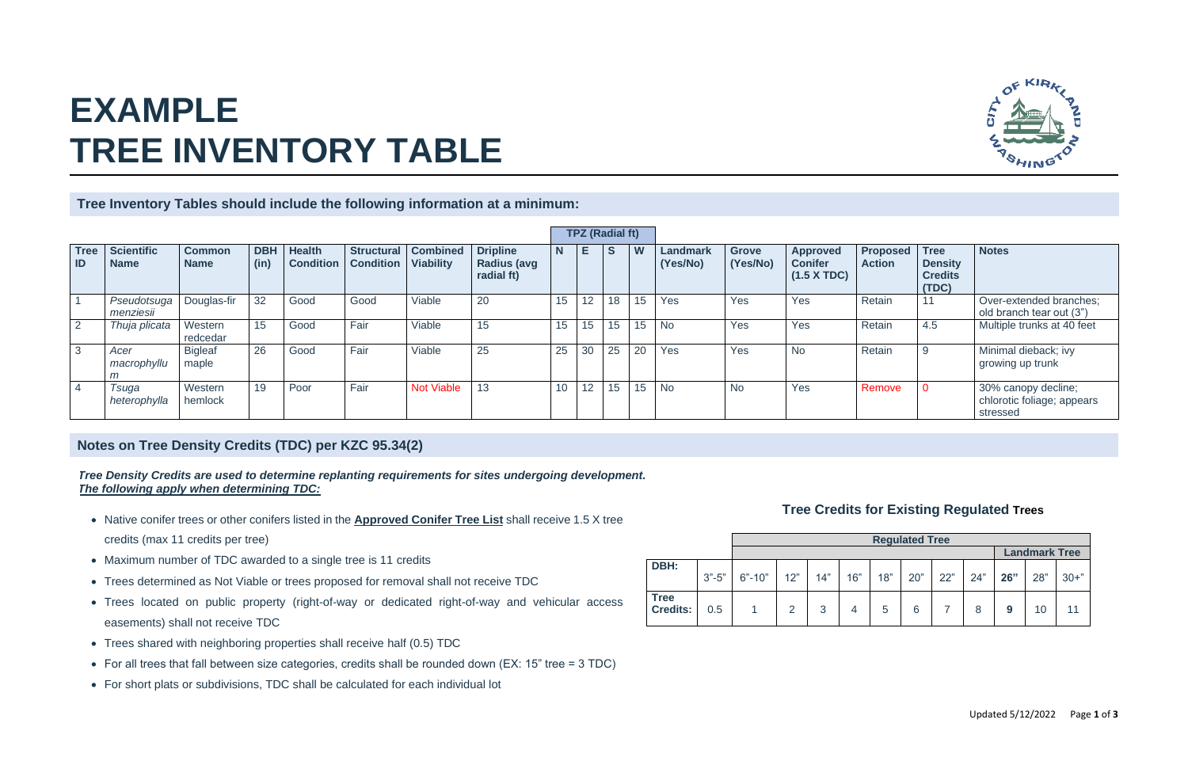# EXAMPLE TREE INVENTORY TABLE

## Tree Inventory Tables should include the following information at a minimum:

| Tree ID | Scientific Name | Common Name | DBH (in) | Health Condition | Structural Condition | Combined Viability | Dripline Radius (avg radial ft) | TPZ (Radial ft) | | | | Landmark (Yes/No) | Grove (Yes/No) | Approved Conifer (1.5 X TDC) | Proposed Action | Tree Density Credits (TDC) | Notes |
|---|---|---|---|---|---|---|---|---|---|---|---|---|---|---|---|---|---|
| | | | | | | | | N | E | S | W | | | | | | |
| 1 | *Pseudotsuga menziesii* | Douglas-fir | 32 | Good | Good | Viable | 20 | 15 | 12 | 18 | 15 | Yes | Yes | Yes | Retain | 11 | Over-extended branches; old branch tear out (3") |
| 2 | *Thuja plicata* | Western redcedar | 15 | Good | Fair | Viable | 15 | 15 | 15 | 15 | 15 | No | Yes | Yes | Retain | 4.5 | Multiple trunks at 40 feet |
| 3 | *Acer macrophyllum* | Bigleaf maple | 26 | Good | Fair | Viable | 25 | 25 | 30 | 25 | 20 | Yes | Yes | No | Retain | 9 | Minimal dieback; ivy growing up trunk |
| 4 | *Tsuga heterophylla* | Western hemlock | 19 | Poor | Fair | Not Viable | 13 | 10 | 12 | 15 | 15 | No | No | Yes | Remove | 0 | 30% canopy decline; chlorotic foliage; appears stressed |

## Notes on Tree Density Credits (TDC) per KZC 95.34(2)

***Tree Density Credits are used to determine replanting requirements for sites undergoing development.***
***The following apply when determining TDC:***

- Native conifer trees or other conifers listed in the **Approved Conifer Tree List** shall receive 1.5 X tree credits (max 11 credits per tree)
- Maximum number of TDC awarded to a single tree is 11 credits
- Trees determined as Not Viable or trees proposed for removal shall not receive TDC
- Trees located on public property (right-of-way or dedicated right-of-way and vehicular access easements) shall not receive TDC
- Trees shared with neighboring properties shall receive half (0.5) TDC
- For all trees that fall between size categories, credits shall be rounded down (EX: 15" tree = 3 TDC)
- For short plats or subdivisions, TDC shall be calculated for each individual lot

### Tree Credits for Existing Regulated Trees

| | Regulated Tree | | | | | | | | | | | |
|---|---|---|---|---|---|---|---|---|---|---|---|---|
| | | | | | | | | | | Landmark Tree | | |
| **DBH:** | 3"-5" | 6"-10" | 12" | 14" | 16" | 18" | 20" | 22" | 24" | **26"** | 28" | 30+" |
| **Tree Credits:** | 0.5 | 1 | 2 | 3 | 4 | 5 | 6 | 7 | 8 | **9** | 10 | 11 |

Updated 5/12/2022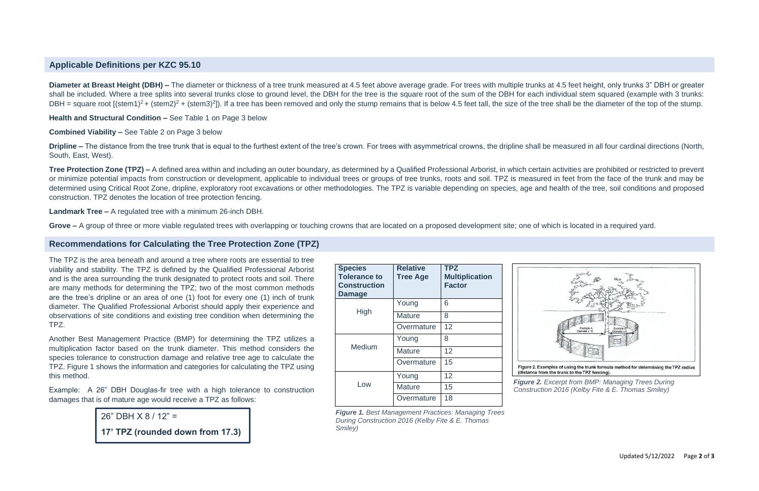## Applicable Definitions per KZC 95.10

**Diameter at Breast Height (DBH) –** The diameter or thickness of a tree trunk measured at 4.5 feet above average grade. For trees with multiple trunks at 4.5 feet height, only trunks 3" DBH or greater shall be included. Where a tree splits into several trunks close to ground level, the DBH for the tree is the square root of the sum of the DBH for each individual stem squared (example with 3 trunks: DBH = square root [$(stem1)^2 + (stem2)^2 + (stem3)^2$]). If a tree has been removed and only the stump remains that is below 4.5 feet tall, the size of the tree shall be the diameter of the top of the stump.

**Health and Structural Condition –** See Table 1 on Page 3 below

**Combined Viability –** See Table 2 on Page 3 below

**Dripline –** The distance from the tree trunk that is equal to the furthest extent of the tree's crown. For trees with asymmetrical crowns, the dripline shall be measured in all four cardinal directions (North, South, East, West).

**Tree Protection Zone (TPZ) –** A defined area within and including an outer boundary, as determined by a Qualified Professional Arborist, in which certain activities are prohibited or restricted to prevent or minimize potential impacts from construction or development, applicable to individual trees or groups of tree trunks, roots and soil. TPZ is measured in feet from the face of the trunk and may be determined using Critical Root Zone, dripline, exploratory root excavations or other methodologies. The TPZ is variable depending on species, age and health of the tree, soil conditions and proposed construction. TPZ denotes the location of tree protection fencing.

**Landmark Tree –** A regulated tree with a minimum 26-inch DBH.

**Grove –** A group of three or more viable regulated trees with overlapping or touching crowns that are located on a proposed development site; one of which is located in a required yard.

## Recommendations for Calculating the Tree Protection Zone (TPZ)

The TPZ is the area beneath and around a tree where roots are essential to tree viability and stability. The TPZ is defined by the Qualified Professional Arborist and is the area surrounding the trunk designated to protect roots and soil. There are many methods for determining the TPZ; two of the most common methods are the tree's dripline or an area of one (1) foot for every one (1) inch of trunk diameter. The Qualified Professional Arborist should apply their experience and observations of site conditions and existing tree condition when determining the TPZ.

Another Best Management Practice (BMP) for determining the TPZ utilizes a multiplication factor based on the trunk diameter. This method considers the species tolerance to construction damage and relative tree age to calculate the TPZ. Figure 1 shows the information and categories for calculating the TPZ using this method.

Example: A 26" DBH Douglas-fir tree with a high tolerance to construction damages that is of mature age would receive a TPZ as follows:

> 26" DBH X 8 / 12" =
>
> **17' TPZ (rounded down from 17.3)**

| Species Tolerance to Construction Damage | Relative Tree Age | TPZ Multiplication Factor |
|---|---|---|
| High | Young | 6 |
| | Mature | 8 |
| | Overmature | 12 |
| Medium | Young | 8 |
| | Mature | 12 |
| | Overmature | 15 |
| Low | Young | 12 |
| | Mature | 15 |
| | Overmature | 18 |

***Figure 1.*** *Best Management Practices: Managing Trees During Construction 2016 (Kelby Fite & E. Thomas Smiley)*

Figure 2. Examples of using the trunk formula method for determining the TPZ radius (distance from the trunk to the TPZ fencing).

***Figure 2.*** *Excerpt from BMP: Managing Trees During Construction 2016 (Kelby Fite & E. Thomas Smiley)*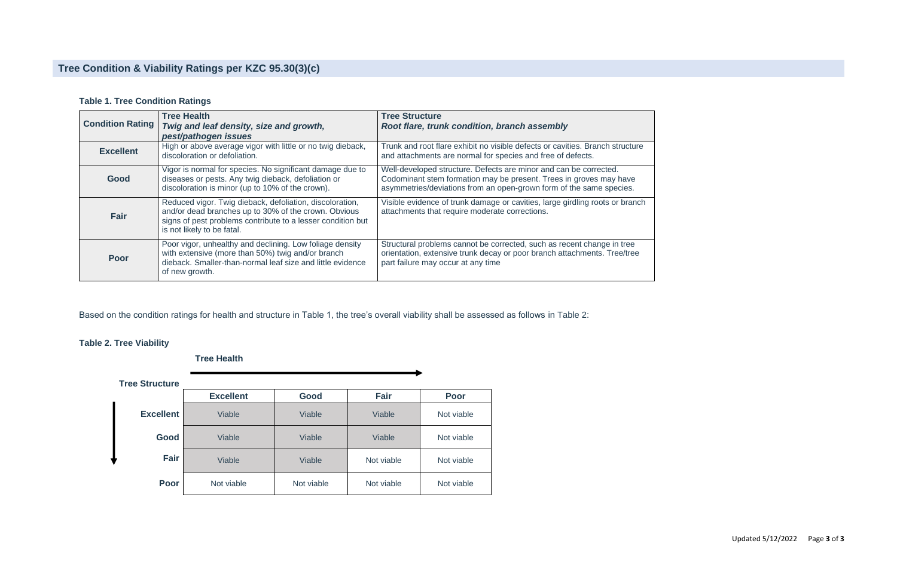## Tree Condition & Viability Ratings per KZC 95.30(3)(c)

**Table 1. Tree Condition Ratings**

| Condition Rating | **Tree Health**<br>***Twig and leaf density, size and growth, pest/pathogen issues*** | **Tree Structure**<br>***Root flare, trunk condition, branch assembly*** |
|---|---|---|
| **Excellent** | High or above average vigor with little or no twig dieback, discoloration or defoliation. | Trunk and root flare exhibit no visible defects or cavities. Branch structure and attachments are normal for species and free of defects. |
| **Good** | Vigor is normal for species. No significant damage due to diseases or pests. Any twig dieback, defoliation or discoloration is minor (up to 10% of the crown). | Well-developed structure. Defects are minor and can be corrected. Codominant stem formation may be present. Trees in groves may have asymmetries/deviations from an open-grown form of the same species. |
| **Fair** | Reduced vigor. Twig dieback, defoliation, discoloration, and/or dead branches up to 30% of the crown. Obvious signs of pest problems contribute to a lesser condition but is not likely to be fatal. | Visible evidence of trunk damage or cavities, large girdling roots or branch attachments that require moderate corrections. |
| **Poor** | Poor vigor, unhealthy and declining. Low foliage density with extensive (more than 50%) twig and/or branch dieback. Smaller-than-normal leaf size and little evidence of new growth. | Structural problems cannot be corrected, such as recent change in tree orientation, extensive trunk decay or poor branch attachments. Tree/tree part failure may occur at any time |

Based on the condition ratings for health and structure in Table 1, the tree's overall viability shall be assessed as follows in Table 2:

**Table 2. Tree Viability**

| Tree Structure ↓ / Tree Health → | **Excellent** | **Good** | **Fair** | **Poor** |
|---|---|---|---|---|
| **Excellent** | Viable | Viable | Viable | Not viable |
| **Good** | Viable | Viable | Viable | Not viable |
| **Fair** | Viable | Viable | Not viable | Not viable |
| **Poor** | Not viable | Not viable | Not viable | Not viable |

Updated 5/12/2022